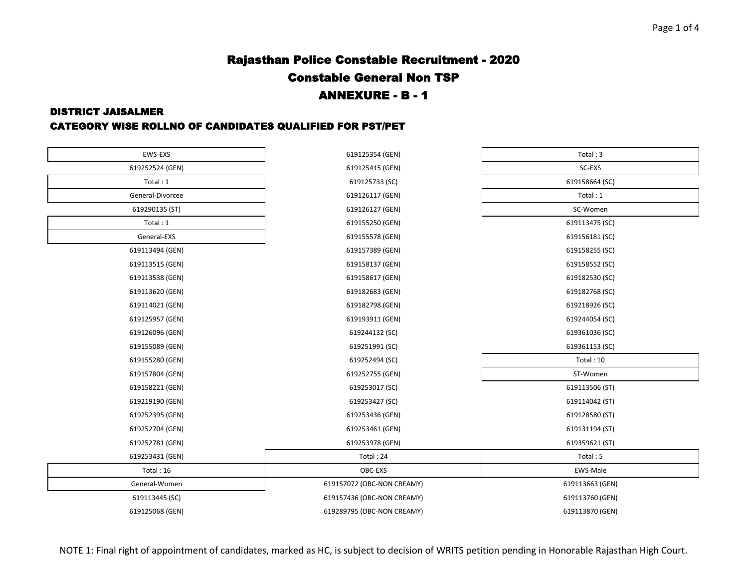# Rajasthan Police Constable Recruitment - 2020

## Constable General Non TSP

## ANNEXURE - B - 1

### DISTRICT JAISALMER

### CATEGORY WISE ROLLNO OF CANDIDATES QUALIFIED FOR PST/PET

EWS-EXS

619252524 (GEN)

Total : 1

General-Divorcee

619290135 (ST)

Total : 1

General-EXS

619113494 (GEN)
619113515 (GEN)
619113538 (GEN)
619113620 (GEN)
619114021 (GEN)
619125957 (GEN)
619126096 (GEN)
619155089 (GEN)
619155280 (GEN)
619157804 (GEN)
619158221 (GEN)
619219190 (GEN)
619252395 (GEN)
619252704 (GEN)
619252781 (GEN)
619253431 (GEN)

Total : 16

General-Women

619113445 (SC)
619125068 (GEN)
619125354 (GEN)
619125415 (GEN)
619125733 (SC)
619126117 (GEN)
619126127 (GEN)
619155250 (GEN)
619155578 (GEN)
619157389 (GEN)
619158137 (GEN)
619158617 (GEN)
619182683 (GEN)
619182798 (GEN)
619193911 (GEN)
619244132 (SC)
619251991 (SC)
619252494 (SC)
619252755 (GEN)
619253017 (SC)
619253427 (SC)
619253436 (GEN)
619253461 (GEN)
619253978 (GEN)

Total : 24

OBC-EXS

619157072 (OBC-NON CREAMY)
619157436 (OBC-NON CREAMY)
619289795 (OBC-NON CREAMY)

Total : 3

SC-EXS

619158664 (SC)

Total : 1

SC-Women

619113475 (SC)
619156181 (SC)
619158255 (SC)
619158552 (SC)
619182530 (SC)
619182768 (SC)
619218926 (SC)
619244054 (SC)
619361036 (SC)
619361153 (SC)

Total : 10

ST-Women

619113506 (ST)
619114042 (ST)
619128580 (ST)
619131194 (ST)
619359621 (ST)

Total : 5

EWS-Male

619113663 (GEN)
619113760 (GEN)
619113870 (GEN)

NOTE 1: Final right of appointment of candidates, marked as HC, is subject to decision of WRITS petition pending in Honorable Rajasthan High Court.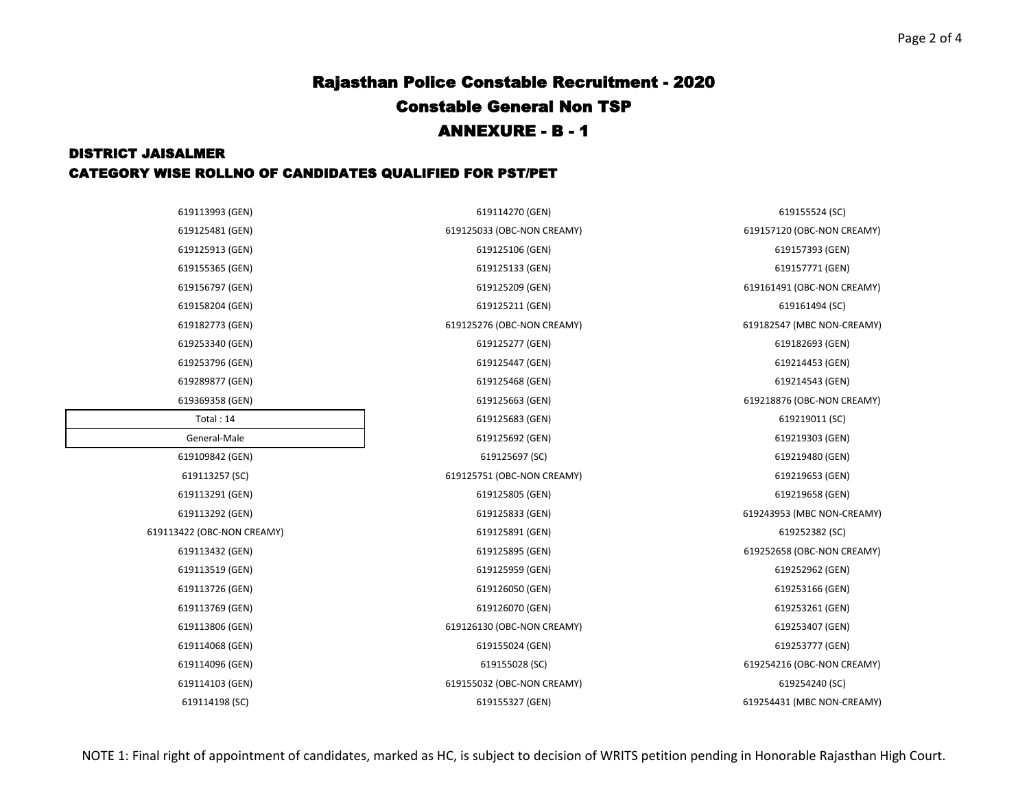# Rajasthan Police Constable Recruitment - 2020

## Constable General Non TSP

## ANNEXURE - B - 1

### DISTRICT JAISALMER

### CATEGORY WISE ROLLNO OF CANDIDATES QUALIFIED FOR PST/PET

619113993 (GEN)
619125481 (GEN)
619125913 (GEN)
619155365 (GEN)
619156797 (GEN)
619158204 (GEN)
619182773 (GEN)
619253340 (GEN)
619253796 (GEN)
619289877 (GEN)
619369358 (GEN)

| Total : 14 |
|---|
| General-Male |

619109842 (GEN)
619113257 (SC)
619113291 (GEN)
619113292 (GEN)
619113422 (OBC-NON CREAMY)
619113432 (GEN)
619113519 (GEN)
619113726 (GEN)
619113769 (GEN)
619113806 (GEN)
619114068 (GEN)
619114096 (GEN)
619114103 (GEN)
619114198 (SC)
619114270 (GEN)
619125033 (OBC-NON CREAMY)
619125106 (GEN)
619125133 (GEN)
619125209 (GEN)
619125211 (GEN)
619125276 (OBC-NON CREAMY)
619125277 (GEN)
619125447 (GEN)
619125468 (GEN)
619125663 (GEN)
619125683 (GEN)
619125692 (GEN)
619125697 (SC)
619125751 (OBC-NON CREAMY)
619125805 (GEN)
619125833 (GEN)
619125891 (GEN)
619125895 (GEN)
619125959 (GEN)
619126050 (GEN)
619126070 (GEN)
619126130 (OBC-NON CREAMY)
619155024 (GEN)
619155028 (SC)
619155032 (OBC-NON CREAMY)
619155327 (GEN)
619155524 (SC)
619157120 (OBC-NON CREAMY)
619157393 (GEN)
619157771 (GEN)
619161491 (OBC-NON CREAMY)
619161494 (SC)
619182547 (MBC NON-CREAMY)
619182693 (GEN)
619214453 (GEN)
619214543 (GEN)
619218876 (OBC-NON CREAMY)
619219011 (SC)
619219303 (GEN)
619219480 (GEN)
619219653 (GEN)
619219658 (GEN)
619243953 (MBC NON-CREAMY)
619252382 (SC)
619252658 (OBC-NON CREAMY)
619252962 (GEN)
619253166 (GEN)
619253261 (GEN)
619253407 (GEN)
619253777 (GEN)
619254216 (OBC-NON CREAMY)
619254240 (SC)
619254431 (MBC NON-CREAMY)

NOTE 1: Final right of appointment of candidates, marked as HC, is subject to decision of WRITS petition pending in Honorable Rajasthan High Court.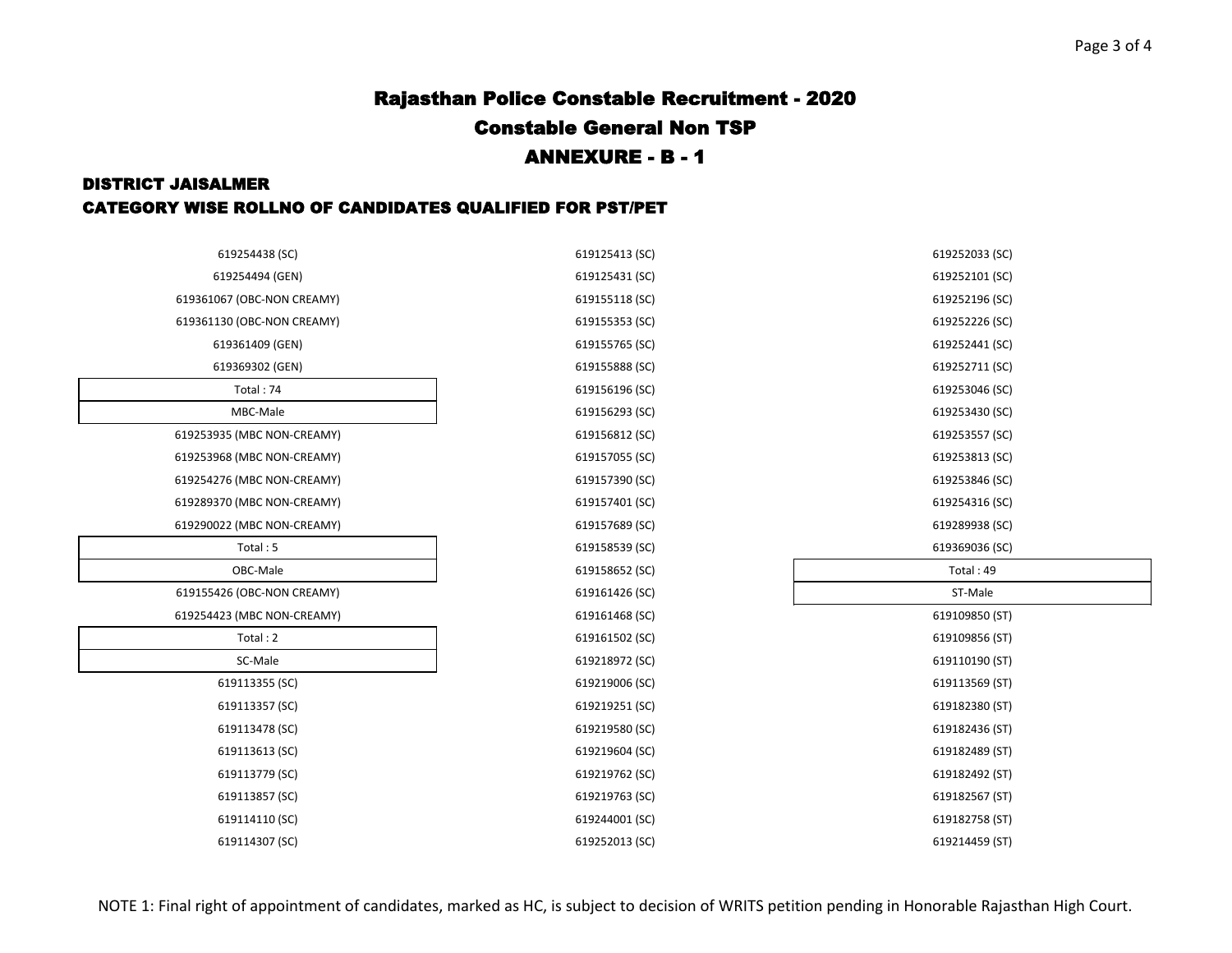# Rajasthan Police Constable Recruitment - 2020

## Constable General Non TSP

## ANNEXURE - B - 1

### DISTRICT JAISALMER

### CATEGORY WISE ROLLNO OF CANDIDATES QUALIFIED FOR PST/PET

619254438 (SC)
619254494 (GEN)
619361067 (OBC-NON CREAMY)
619361130 (OBC-NON CREAMY)
619361409 (GEN)
619369302 (GEN)

| Total : 74 |
|---|

| MBC-Male |
|---|
| 619253935 (MBC NON-CREAMY) |
| 619253968 (MBC NON-CREAMY) |
| 619254276 (MBC NON-CREAMY) |
| 619289370 (MBC NON-CREAMY) |
| 619290022 (MBC NON-CREAMY) |
| Total : 5 |

| OBC-Male |
|---|
| 619155426 (OBC-NON CREAMY) |
| 619254423 (MBC NON-CREAMY) |
| Total : 2 |

| SC-Male |
|---|
| 619113355 (SC) |
| 619113357 (SC) |
| 619113478 (SC) |
| 619113613 (SC) |
| 619113779 (SC) |
| 619113857 (SC) |
| 619114110 (SC) |
| 619114307 (SC) |
| 619125413 (SC) |
| 619125431 (SC) |
| 619155118 (SC) |
| 619155353 (SC) |
| 619155765 (SC) |
| 619155888 (SC) |
| 619156196 (SC) |
| 619156293 (SC) |
| 619156812 (SC) |
| 619157055 (SC) |
| 619157390 (SC) |
| 619157401 (SC) |
| 619157689 (SC) |
| 619158539 (SC) |
| 619158652 (SC) |
| 619161426 (SC) |
| 619161468 (SC) |
| 619161502 (SC) |
| 619218972 (SC) |
| 619219006 (SC) |
| 619219251 (SC) |
| 619219580 (SC) |
| 619219604 (SC) |
| 619219762 (SC) |
| 619219763 (SC) |
| 619244001 (SC) |
| 619252013 (SC) |
| 619252033 (SC) |
| 619252101 (SC) |
| 619252196 (SC) |
| 619252226 (SC) |
| 619252441 (SC) |
| 619252711 (SC) |
| 619253046 (SC) |
| 619253430 (SC) |
| 619253557 (SC) |
| 619253813 (SC) |
| 619253846 (SC) |
| 619254316 (SC) |
| 619289938 (SC) |
| 619369036 (SC) |
| Total : 49 |

| ST-Male |
|---|
| 619109850 (ST) |
| 619109856 (ST) |
| 619110190 (ST) |
| 619113569 (ST) |
| 619182380 (ST) |
| 619182436 (ST) |
| 619182489 (ST) |
| 619182492 (ST) |
| 619182567 (ST) |
| 619182758 (ST) |
| 619214459 (ST) |

NOTE 1: Final right of appointment of candidates, marked as HC, is subject to decision of WRITS petition pending in Honorable Rajasthan High Court.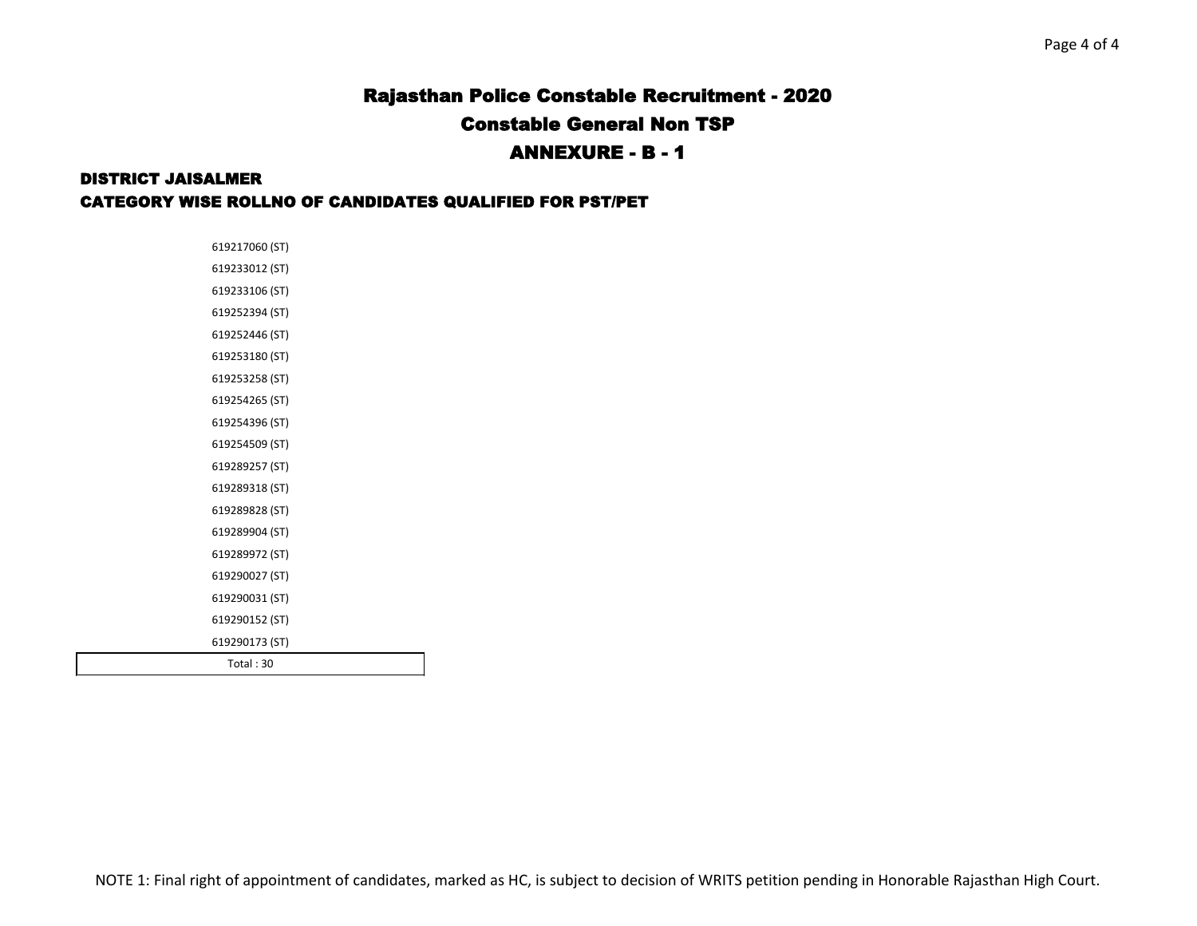# Rajasthan Police Constable Recruitment - 2020

## Constable General Non TSP

## ANNEXURE - B - 1

### DISTRICT JAISALMER

### CATEGORY WISE ROLLNO OF CANDIDATES QUALIFIED FOR PST/PET

619217060 (ST)
619233012 (ST)
619233106 (ST)
619252394 (ST)
619252446 (ST)
619253180 (ST)
619253258 (ST)
619254265 (ST)
619254396 (ST)
619254509 (ST)
619289257 (ST)
619289318 (ST)
619289828 (ST)
619289904 (ST)
619289972 (ST)
619290027 (ST)
619290031 (ST)
619290152 (ST)
619290173 (ST)

Total : 30

NOTE 1: Final right of appointment of candidates, marked as HC, is subject to decision of WRITS petition pending in Honorable Rajasthan High Court.